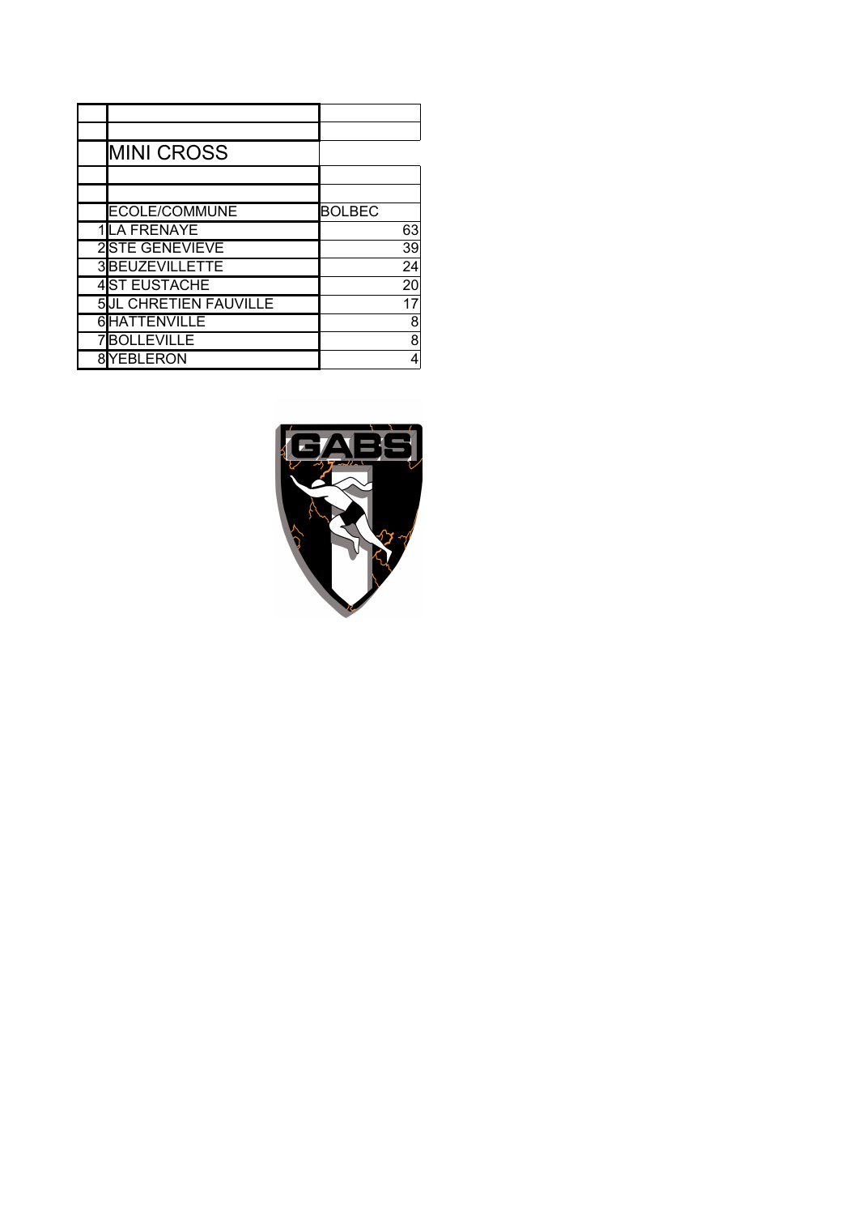# MINI CROSS

| | ECOLE/COMMUNE | BOLBEC |
|---|---|---|
| 1 | LA FRENAYE | 63 |
| 2 | STE GENEVIEVE | 39 |
| 3 | BEUZEVILLETTE | 24 |
| 4 | ST EUSTACHE | 20 |
| 5 | JL CHRETIEN FAUVILLE | 17 |
| 6 | HATTENVILLE | 8 |
| 7 | BOLLEVILLE | 8 |
| 8 | YEBLERON | 4 |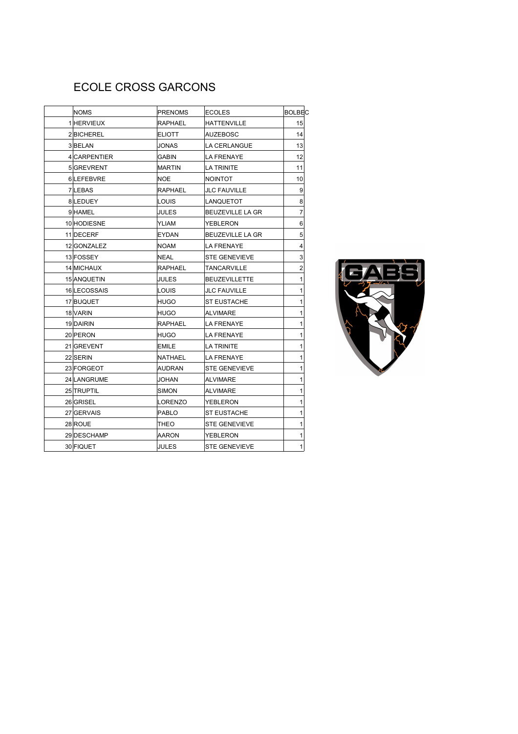# ECOLE CROSS GARCONS

| | NOMS | PRENOMS | ECOLES | BOLBEC |
|---|---|---|---|---|
| 1 | HERVIEUX | RAPHAEL | HATTENVILLE | 15 |
| 2 | BICHEREL | ELIOTT | AUZEBOSC | 14 |
| 3 | BELAN | JONAS | LA CERLANGUE | 13 |
| 4 | CARPENTIER | GABIN | LA FRENAYE | 12 |
| 5 | GREVRENT | MARTIN | LA TRINITE | 11 |
| 6 | LEFEBVRE | NOE | NOINTOT | 10 |
| 7 | LEBAS | RAPHAEL | JLC FAUVILLE | 9 |
| 8 | LEDUEY | LOUIS | LANQUETOT | 8 |
| 9 | HAMEL | JULES | BEUZEVILLE LA GR | 7 |
| 10 | HODIESNE | YLIAM | YEBLERON | 6 |
| 11 | DECERF | EYDAN | BEUZEVILLE LA GR | 5 |
| 12 | GONZALEZ | NOAM | LA FRENAYE | 4 |
| 13 | FOSSEY | NEAL | STE GENEVIEVE | 3 |
| 14 | MICHAUX | RAPHAEL | TANCARVILLE | 2 |
| 15 | ANQUETIN | JULES | BEUZEVILLETTE | 1 |
| 16 | LECOSSAIS | LOUIS | JLC FAUVILLE | 1 |
| 17 | BUQUET | HUGO | ST EUSTACHE | 1 |
| 18 | VARIN | HUGO | ALVIMARE | 1 |
| 19 | DAIRIN | RAPHAEL | LA FRENAYE | 1 |
| 20 | PERON | HUGO | LA FRENAYE | 1 |
| 21 | GREVENT | EMILE | LA TRINITE | 1 |
| 22 | SERIN | NATHAEL | LA FRENAYE | 1 |
| 23 | FORGEOT | AUDRAN | STE GENEVIEVE | 1 |
| 24 | LANGRUME | JOHAN | ALVIMARE | 1 |
| 25 | TRUPTIL | SIMON | ALVIMARE | 1 |
| 26 | GRISEL | LORENZO | YEBLERON | 1 |
| 27 | GERVAIS | PABLO | ST EUSTACHE | 1 |
| 28 | ROUE | THEO | STE GENEVIEVE | 1 |
| 29 | DESCHAMP | AARON | YEBLERON | 1 |
| 30 | FIQUET | JULES | STE GENEVIEVE | 1 |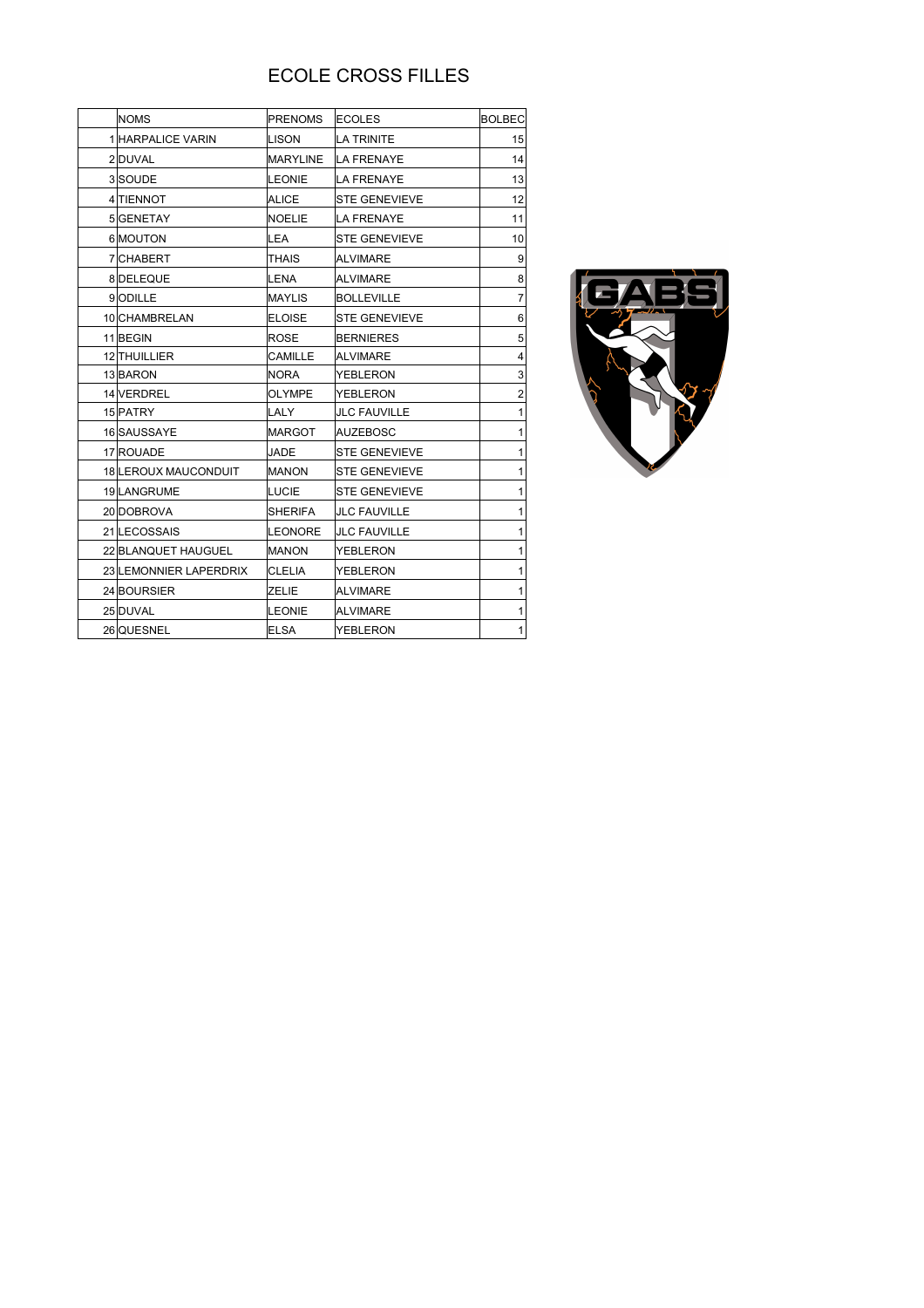# ECOLE CROSS FILLES

| | NOMS | PRENOMS | ECOLES | BOLBEC |
|---|---|---|---|---|
| 1 | HARPALICE VARIN | LISON | LA TRINITE | 15 |
| 2 | DUVAL | MARYLINE | LA FRENAYE | 14 |
| 3 | SOUDE | LEONIE | LA FRENAYE | 13 |
| 4 | TIENNOT | ALICE | STE GENEVIEVE | 12 |
| 5 | GENETAY | NOELIE | LA FRENAYE | 11 |
| 6 | MOUTON | LEA | STE GENEVIEVE | 10 |
| 7 | CHABERT | THAIS | ALVIMARE | 9 |
| 8 | DELEQUE | LENA | ALVIMARE | 8 |
| 9 | ODILLE | MAYLIS | BOLLEVILLE | 7 |
| 10 | CHAMBRELAN | ELOISE | STE GENEVIEVE | 6 |
| 11 | BEGIN | ROSE | BERNIERES | 5 |
| 12 | THUILLIER | CAMILLE | ALVIMARE | 4 |
| 13 | BARON | NORA | YEBLERON | 3 |
| 14 | VERDREL | OLYMPE | YEBLERON | 2 |
| 15 | PATRY | LALY | JLC FAUVILLE | 1 |
| 16 | SAUSSAYE | MARGOT | AUZEBOSC | 1 |
| 17 | ROUADE | JADE | STE GENEVIEVE | 1 |
| 18 | LEROUX MAUCONDUIT | MANON | STE GENEVIEVE | 1 |
| 19 | LANGRUME | LUCIE | STE GENEVIEVE | 1 |
| 20 | DOBROVA | SHERIFA | JLC FAUVILLE | 1 |
| 21 | LECOSSAIS | LEONORE | JLC FAUVILLE | 1 |
| 22 | BLANQUET HAUGUEL | MANON | YEBLERON | 1 |
| 23 | LEMONNIER LAPERDRIX | CLELIA | YEBLERON | 1 |
| 24 | BOURSIER | ZELIE | ALVIMARE | 1 |
| 25 | DUVAL | LEONIE | ALVIMARE | 1 |
| 26 | QUESNEL | ELSA | YEBLERON | 1 |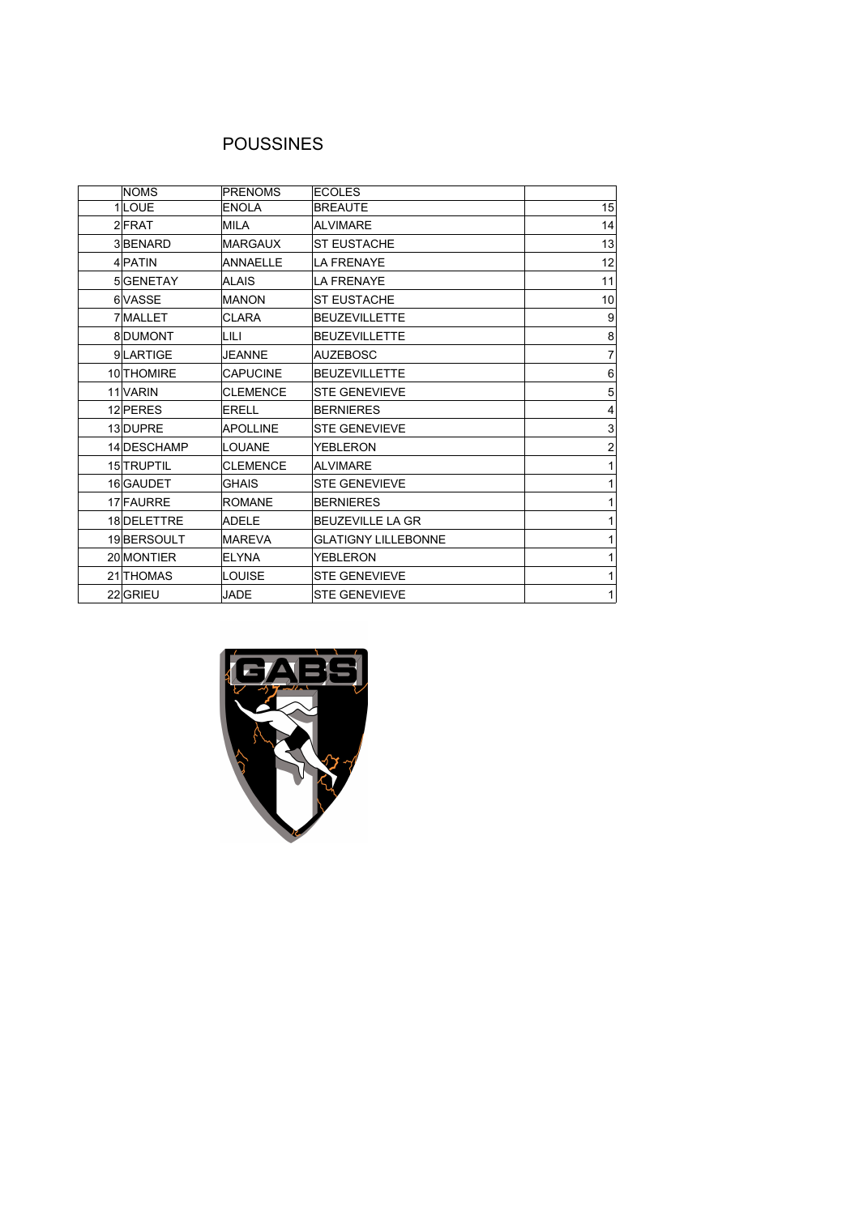# POUSSINES

| | NOMS | PRENOMS | ECOLES | |
|---|---|---|---|---|
| 1 | LOUE | ENOLA | BREAUTE | 15 |
| 2 | FRAT | MILA | ALVIMARE | 14 |
| 3 | BENARD | MARGAUX | ST EUSTACHE | 13 |
| 4 | PATIN | ANNAELLE | LA FRENAYE | 12 |
| 5 | GENETAY | ALAIS | LA FRENAYE | 11 |
| 6 | VASSE | MANON | ST EUSTACHE | 10 |
| 7 | MALLET | CLARA | BEUZEVILLETTE | 9 |
| 8 | DUMONT | LILI | BEUZEVILLETTE | 8 |
| 9 | LARTIGE | JEANNE | AUZEBOSC | 7 |
| 10 | THOMIRE | CAPUCINE | BEUZEVILLETTE | 6 |
| 11 | VARIN | CLEMENCE | STE GENEVIEVE | 5 |
| 12 | PERES | ERELL | BERNIERES | 4 |
| 13 | DUPRE | APOLLINE | STE GENEVIEVE | 3 |
| 14 | DESCHAMP | LOUANE | YEBLERON | 2 |
| 15 | TRUPTIL | CLEMENCE | ALVIMARE | 1 |
| 16 | GAUDET | GHAIS | STE GENEVIEVE | 1 |
| 17 | FAURRE | ROMANE | BERNIERES | 1 |
| 18 | DELETTRE | ADELE | BEUZEVILLE LA GR | 1 |
| 19 | BERSOULT | MAREVA | GLATIGNY LILLEBONNE | 1 |
| 20 | MONTIER | ELYNA | YEBLERON | 1 |
| 21 | THOMAS | LOUISE | STE GENEVIEVE | 1 |
| 22 | GRIEU | JADE | STE GENEVIEVE | 1 |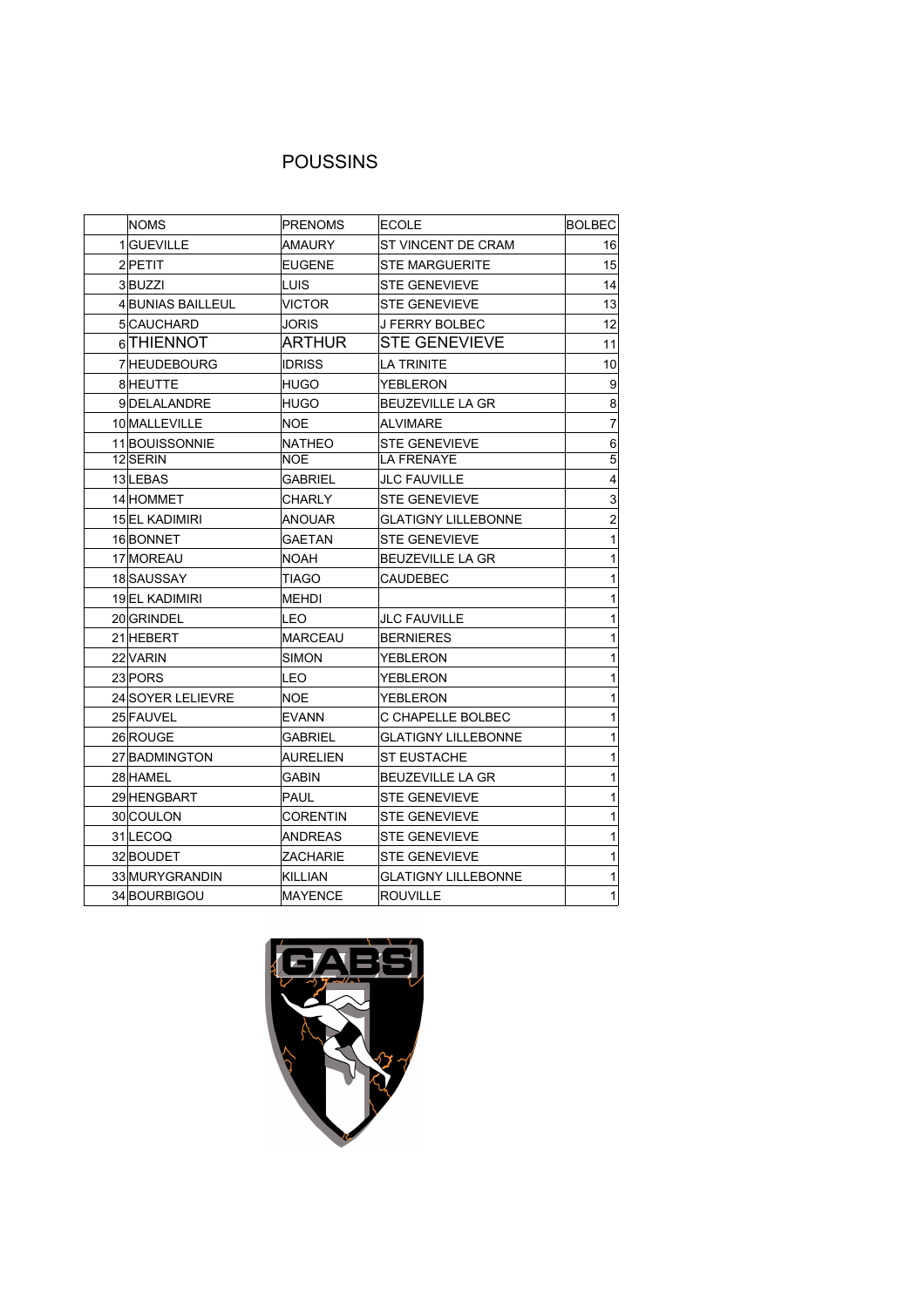# POUSSINS

| | NOMS | PRENOMS | ECOLE | BOLBEC |
|---|---|---|---|---|
| 1 | GUEVILLE | AMAURY | ST VINCENT DE CRAM | 16 |
| 2 | PETIT | EUGENE | STE MARGUERITE | 15 |
| 3 | BUZZI | LUIS | STE GENEVIEVE | 14 |
| 4 | BUNIAS BAILLEUL | VICTOR | STE GENEVIEVE | 13 |
| 5 | CAUCHARD | JORIS | J FERRY BOLBEC | 12 |
| 6 | THIENNOT | ARTHUR | STE GENEVIEVE | 11 |
| 7 | HEUDEBOURG | IDRISS | LA TRINITE | 10 |
| 8 | HEUTTE | HUGO | YEBLERON | 9 |
| 9 | DELALANDRE | HUGO | BEUZEVILLE LA GR | 8 |
| 10 | MALLEVILLE | NOE | ALVIMARE | 7 |
| 11 | BOUISSONNIE | NATHEO | STE GENEVIEVE | 6 |
| 12 | SERIN | NOE | LA FRENAYE | 5 |
| 13 | LEBAS | GABRIEL | JLC FAUVILLE | 4 |
| 14 | HOMMET | CHARLY | STE GENEVIEVE | 3 |
| 15 | EL KADIMIRI | ANOUAR | GLATIGNY LILLEBONNE | 2 |
| 16 | BONNET | GAETAN | STE GENEVIEVE | 1 |
| 17 | MOREAU | NOAH | BEUZEVILLE LA GR | 1 |
| 18 | SAUSSAY | TIAGO | CAUDEBEC | 1 |
| 19 | EL KADIMIRI | MEHDI | | 1 |
| 20 | GRINDEL | LEO | JLC FAUVILLE | 1 |
| 21 | HEBERT | MARCEAU | BERNIERES | 1 |
| 22 | VARIN | SIMON | YEBLERON | 1 |
| 23 | PORS | LEO | YEBLERON | 1 |
| 24 | SOYER LELIEVRE | NOE | YEBLERON | 1 |
| 25 | FAUVEL | EVANN | C CHAPELLE BOLBEC | 1 |
| 26 | ROUGE | GABRIEL | GLATIGNY LILLEBONNE | 1 |
| 27 | BADMINGTON | AURELIEN | ST EUSTACHE | 1 |
| 28 | HAMEL | GABIN | BEUZEVILLE LA GR | 1 |
| 29 | HENGBART | PAUL | STE GENEVIEVE | 1 |
| 30 | COULON | CORENTIN | STE GENEVIEVE | 1 |
| 31 | LECOQ | ANDREAS | STE GENEVIEVE | 1 |
| 32 | BOUDET | ZACHARIE | STE GENEVIEVE | 1 |
| 33 | MURYGRANDIN | KILLIAN | GLATIGNY LILLEBONNE | 1 |
| 34 | BOURBIGOU | MAYENCE | ROUVILLE | 1 |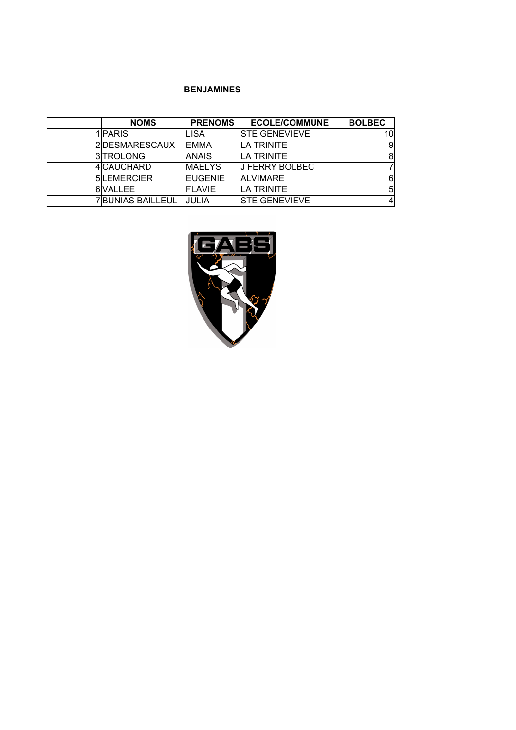**BENJAMINES**

| | NOMS | PRENOMS | ECOLE/COMMUNE | BOLBEC |
|---|---|---|---|---|
| 1 | PARIS | LISA | STE GENEVIEVE | 10 |
| 2 | DESMARESCAUX | EMMA | LA TRINITE | 9 |
| 3 | TROLONG | ANAIS | LA TRINITE | 8 |
| 4 | CAUCHARD | MAELYS | J FERRY BOLBEC | 7 |
| 5 | LEMERCIER | EUGENIE | ALVIMARE | 6 |
| 6 | VALLEE | FLAVIE | LA TRINITE | 5 |
| 7 | BUNIAS BAILLEUL | JULIA | STE GENEVIEVE | 4 |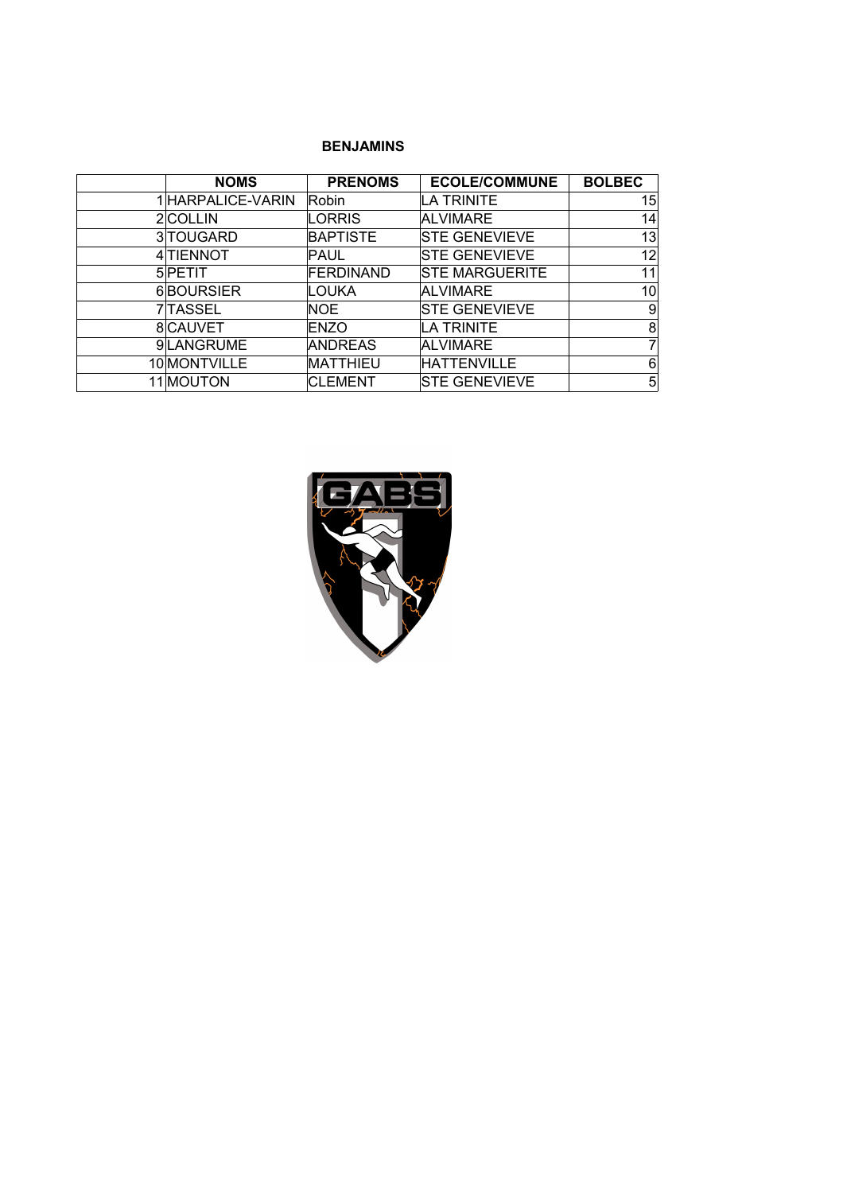**BENJAMINS**

| | NOMS | PRENOMS | ECOLE/COMMUNE | BOLBEC |
|---|---|---|---|---|
| 1 | HARPALICE-VARIN | Robin | LA TRINITE | 15 |
| 2 | COLLIN | LORRIS | ALVIMARE | 14 |
| 3 | TOUGARD | BAPTISTE | STE GENEVIEVE | 13 |
| 4 | TIENNOT | PAUL | STE GENEVIEVE | 12 |
| 5 | PETIT | FERDINAND | STE MARGUERITE | 11 |
| 6 | BOURSIER | LOUKA | ALVIMARE | 10 |
| 7 | TASSEL | NOE | STE GENEVIEVE | 9 |
| 8 | CAUVET | ENZO | LA TRINITE | 8 |
| 9 | LANGRUME | ANDREAS | ALVIMARE | 7 |
| 10 | MONTVILLE | MATTHIEU | HATTENVILLE | 6 |
| 11 | MOUTON | CLEMENT | STE GENEVIEVE | 5 |